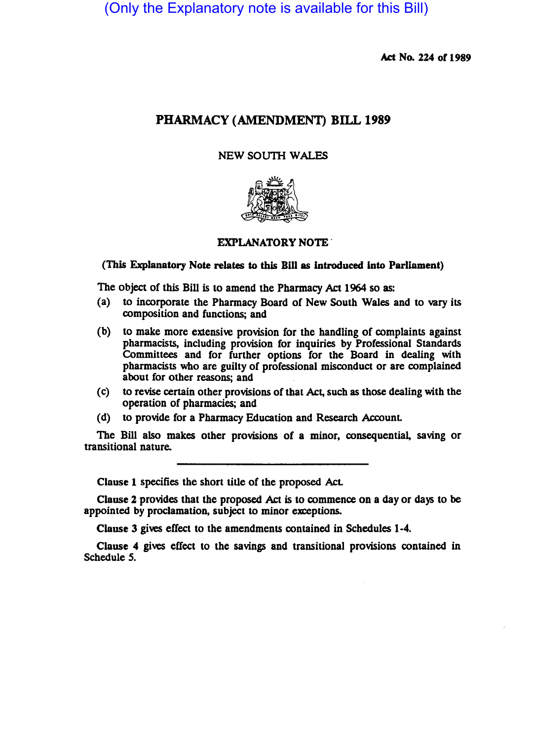(Only the Explanatory note is available for this Bill)

Act No. 224 of 1989

# PHARMACY (AMENDMENT) BILL 1989

NEW SOUTH WALES

## EXPLANATORY NOTE

**(This Explanatory Note relates to this Bill as introduced into Parliament)**

The object of this Bill is to amend the Pharmacy Act 1964 so as:

(a) to incorporate the Pharmacy Board of New South Wales and to vary its composition and functions; and

(b) to make more extensive provision for the handling of complaints against pharmacists, including provision for inquiries by Professional Standards Committees and for further options for the Board in dealing with pharmacists who are guilty of professional misconduct or are complained about for other reasons; and

(c) to revise certain other provisions of that Act, such as those dealing with the operation of pharmacies; and

(d) to provide for a Pharmacy Education and Research Account.

The Bill also makes other provisions of a minor, consequential, saving or transitional nature.

---

**Clause 1** specifies the short title of the proposed Act.

**Clause 2** provides that the proposed Act is to commence on a day or days to be appointed by proclamation, subject to minor exceptions.

**Clause 3** gives effect to the amendments contained in Schedules 1-4.

**Clause 4** gives effect to the savings and transitional provisions contained in Schedule 5.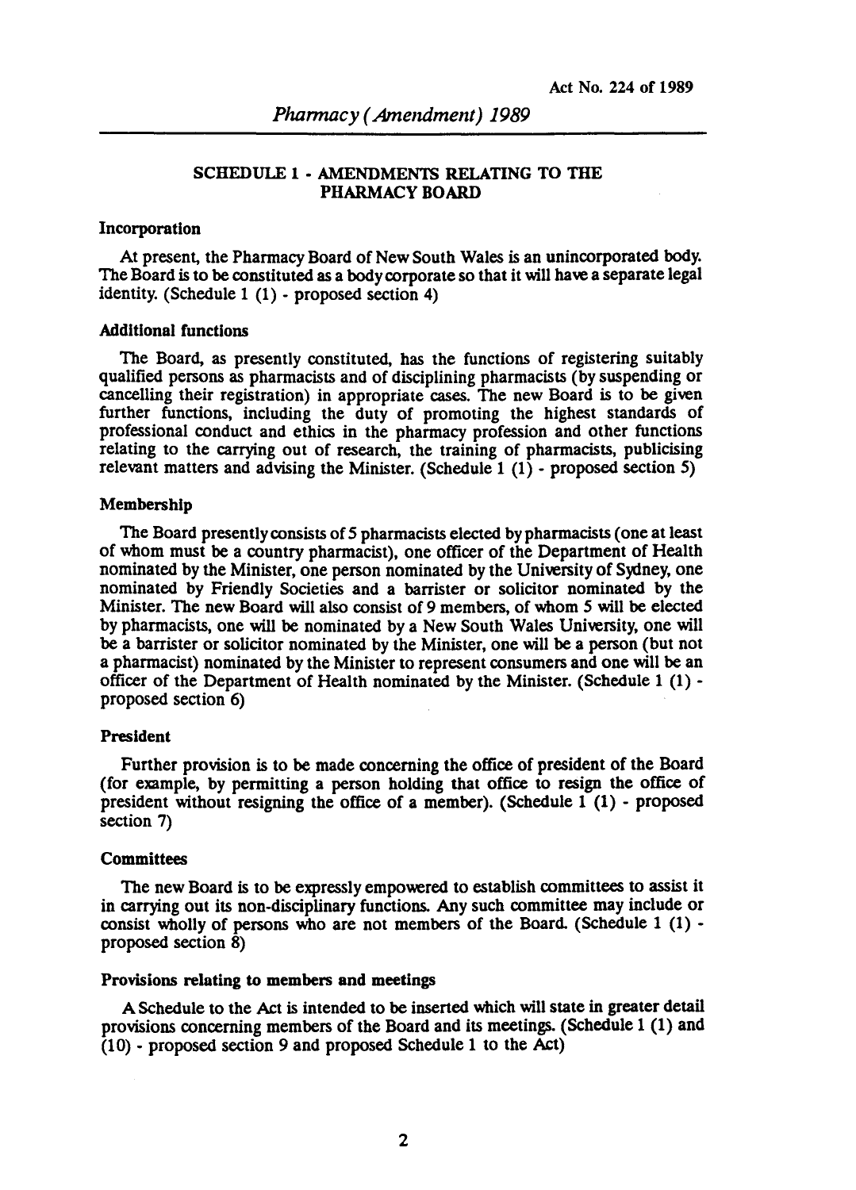## SCHEDULE 1 - AMENDMENTS RELATING TO THE PHARMACY BOARD

### Incorporation

At present, the Pharmacy Board of New South Wales is an unincorporated body. The Board is to be constituted as a body corporate so that it will have a separate legal identity. (Schedule 1 (1) - proposed section 4)

### Additional functions

The Board, as presently constituted, has the functions of registering suitably qualified persons as pharmacists and of disciplining pharmacists (by suspending or cancelling their registration) in appropriate cases. The new Board is to be given further functions, including the duty of promoting the highest standards of professional conduct and ethics in the pharmacy profession and other functions relating to the carrying out of research, the training of pharmacists, publicising relevant matters and advising the Minister. (Schedule 1 (1) - proposed section 5)

### Membership

The Board presently consists of 5 pharmacists elected by pharmacists (one at least of whom must be a country pharmacist), one officer of the Department of Health nominated by the Minister, one person nominated by the University of Sydney, one nominated by Friendly Societies and a barrister or solicitor nominated by the Minister. The new Board will also consist of 9 members, of whom 5 will be elected by pharmacists, one will be nominated by a New South Wales University, one will be a barrister or solicitor nominated by the Minister, one will be a person (but not a pharmacist) nominated by the Minister to represent consumers and one will be an officer of the Department of Health nominated by the Minister. (Schedule 1 (1) - proposed section 6)

### President

Further provision is to be made concerning the office of president of the Board (for example, by permitting a person holding that office to resign the office of president without resigning the office of a member). (Schedule 1 (1) - proposed section 7)

### Committees

The new Board is to be expressly empowered to establish committees to assist it in carrying out its non-disciplinary functions. Any such committee may include or consist wholly of persons who are not members of the Board. (Schedule 1 (1) - proposed section 8)

### Provisions relating to members and meetings

A Schedule to the Act is intended to be inserted which will state in greater detail provisions concerning members of the Board and its meetings. (Schedule 1 (1) and (10) - proposed section 9 and proposed Schedule 1 to the Act)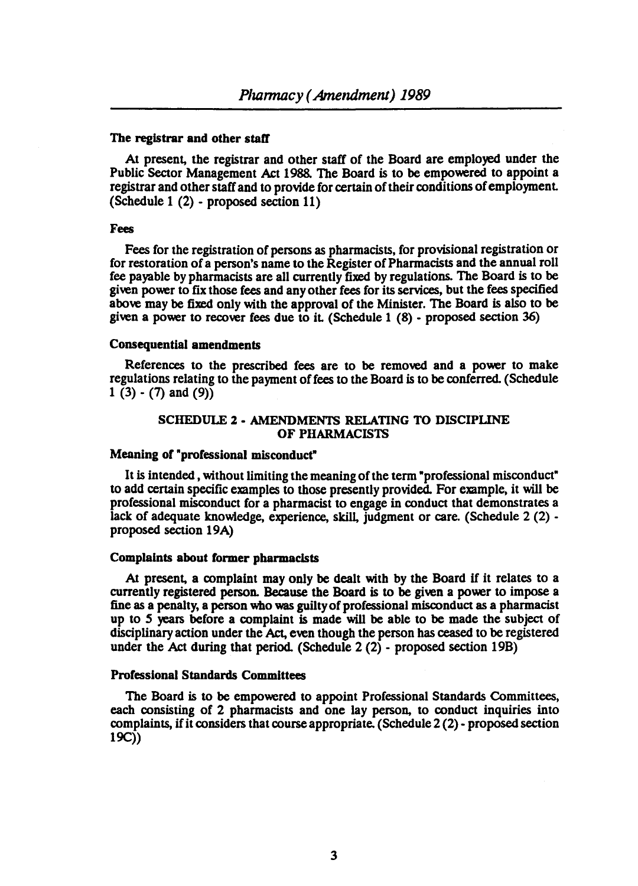### The registrar and other staff

At present, the registrar and other staff of the Board are employed under the Public Sector Management Act 1988. The Board is to be empowered to appoint a registrar and other staff and to provide for certain of their conditions of employment. (Schedule 1 (2) - proposed section 11)

### Fees

Fees for the registration of persons as pharmacists, for provisional registration or for restoration of a person's name to the Register of Pharmacists and the annual roll fee payable by pharmacists are all currently fixed by regulations. The Board is to be given power to fix those fees and any other fees for its services, but the fees specified above may be fixed only with the approval of the Minister. The Board is also to be given a power to recover fees due to it. (Schedule 1 (8) - proposed section 36)

### Consequential amendments

References to the prescribed fees are to be removed and a power to make regulations relating to the payment of fees to the Board is to be conferred. (Schedule 1 (3) - (7) and (9))

## SCHEDULE 2 - AMENDMENTS RELATING TO DISCIPLINE OF PHARMACISTS

### Meaning of "professional misconduct"

It is intended, without limiting the meaning of the term "professional misconduct" to add certain specific examples to those presently provided. For example, it will be professional misconduct for a pharmacist to engage in conduct that demonstrates a lack of adequate knowledge, experience, skill, judgment or care. (Schedule 2 (2) - proposed section 19A)

### Complaints about former pharmacists

At present, a complaint may only be dealt with by the Board if it relates to a currently registered person. Because the Board is to be given a power to impose a fine as a penalty, a person who was guilty of professional misconduct as a pharmacist up to 5 years before a complaint is made will be able to be made the subject of disciplinary action under the Act, even though the person has ceased to be registered under the Act during that period. (Schedule 2 (2) - proposed section 19B)

### Professional Standards Committees

The Board is to be empowered to appoint Professional Standards Committees, each consisting of 2 pharmacists and one lay person, to conduct inquiries into complaints, if it considers that course appropriate. (Schedule 2 (2) - proposed section 19C))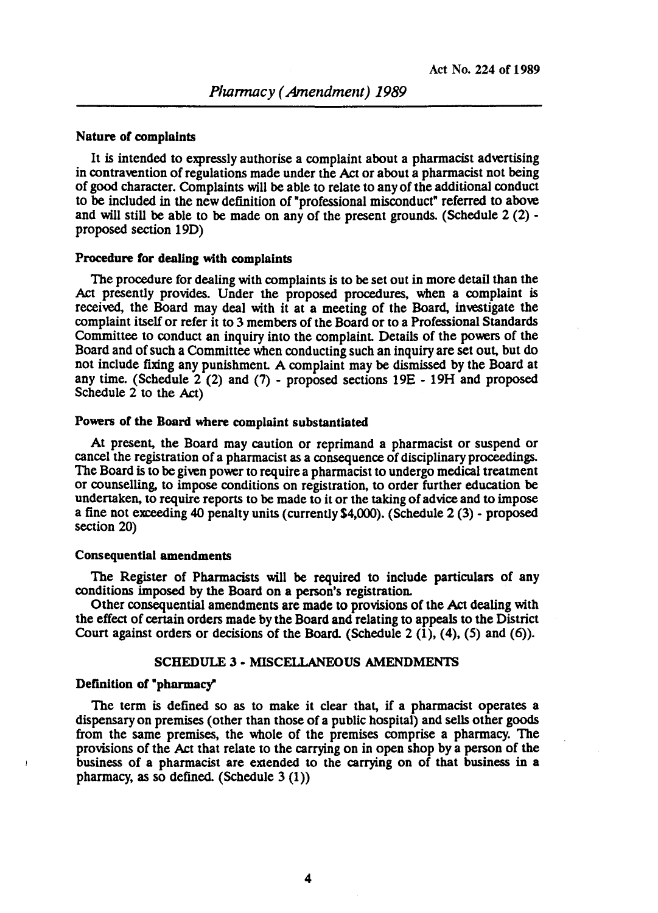#### Nature of complaints

It is intended to expressly authorise a complaint about a pharmacist advertising in contravention of regulations made under the Act or about a pharmacist not being of good character. Complaints will be able to relate to any of the additional conduct to be included in the new definition of "professional misconduct" referred to above and will still be able to be made on any of the present grounds. (Schedule 2 (2) - proposed section 19D)

#### Procedure for dealing with complaints

The procedure for dealing with complaints is to be set out in more detail than the Act presently provides. Under the proposed procedures, when a complaint is received, the Board may deal with it at a meeting of the Board, investigate the complaint itself or refer it to 3 members of the Board or to a Professional Standards Committee to conduct an inquiry into the complaint. Details of the powers of the Board and of such a Committee when conducting such an inquiry are set out, but do not include fixing any punishment. A complaint may be dismissed by the Board at any time. (Schedule 2 (2) and (7) - proposed sections 19E - 19H and proposed Schedule 2 to the Act)

#### Powers of the Board where complaint substantiated

At present, the Board may caution or reprimand a pharmacist or suspend or cancel the registration of a pharmacist as a consequence of disciplinary proceedings. The Board is to be given power to require a pharmacist to undergo medical treatment or counselling, to impose conditions on registration, to order further education be undertaken, to require reports to be made to it or the taking of advice and to impose a fine not exceeding 40 penalty units (currently $4,000). (Schedule 2 (3) - proposed section 20)

#### Consequential amendments

The Register of Pharmacists will be required to include particulars of any conditions imposed by the Board on a person's registration.

Other consequential amendments are made to provisions of the Act dealing with the effect of certain orders made by the Board and relating to appeals to the District Court against orders or decisions of the Board. (Schedule 2 (1), (4), (5) and (6)).

### SCHEDULE 3 - MISCELLANEOUS AMENDMENTS

#### Definition of "pharmacy"

The term is defined so as to make it clear that, if a pharmacist operates a dispensary on premises (other than those of a public hospital) and sells other goods from the same premises, the whole of the premises comprise a pharmacy. The provisions of the Act that relate to the carrying on in open shop by a person of the business of a pharmacist are extended to the carrying on of that business in a pharmacy, as so defined. (Schedule 3 (1))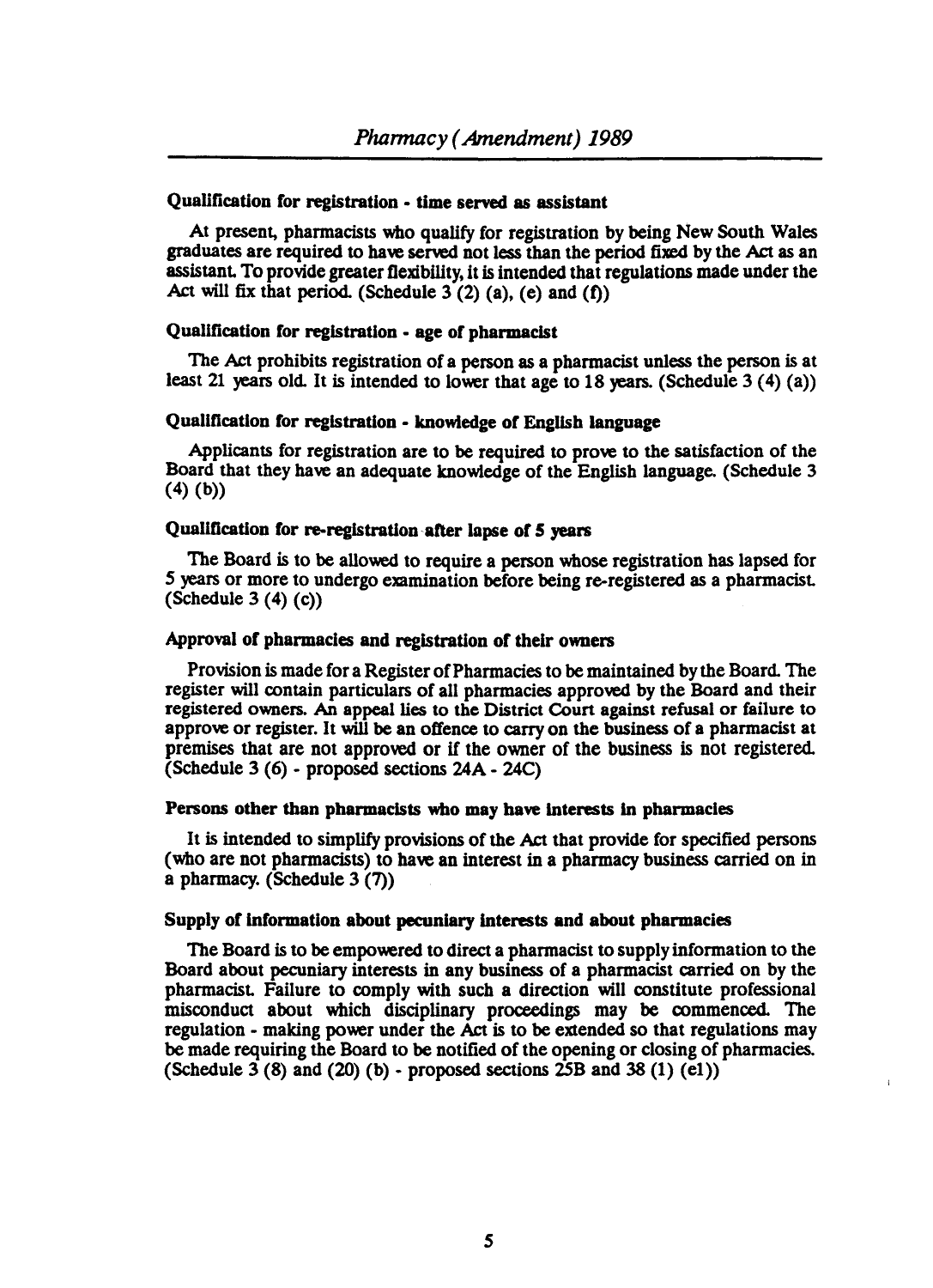### Qualification for registration - time served as assistant

At present, pharmacists who qualify for registration by being New South Wales graduates are required to have served not less than the period fixed by the Act as an assistant. To provide greater flexibility, it is intended that regulations made under the Act will fix that period. (Schedule 3 (2) (a), (e) and (f))

### Qualification for registration - age of pharmacist

The Act prohibits registration of a person as a pharmacist unless the person is at least 21 years old. It is intended to lower that age to 18 years. (Schedule 3 (4) (a))

### Qualification for registration - knowledge of English language

Applicants for registration are to be required to prove to the satisfaction of the Board that they have an adequate knowledge of the English language. (Schedule 3 (4) (b))

### Qualification for re-registration after lapse of 5 years

The Board is to be allowed to require a person whose registration has lapsed for 5 years or more to undergo examination before being re-registered as a pharmacist. (Schedule 3 (4) (c))

### Approval of pharmacies and registration of their owners

Provision is made for a Register of Pharmacies to be maintained by the Board. The register will contain particulars of all pharmacies approved by the Board and their registered owners. An appeal lies to the District Court against refusal or failure to approve or register. It will be an offence to carry on the business of a pharmacist at premises that are not approved or if the owner of the business is not registered. (Schedule 3 (6) - proposed sections 24A - 24C)

### Persons other than pharmacists who may have interests in pharmacies

It is intended to simplify provisions of the Act that provide for specified persons (who are not pharmacists) to have an interest in a pharmacy business carried on in a pharmacy. (Schedule 3 (7))

### Supply of information about pecuniary interests and about pharmacies

The Board is to be empowered to direct a pharmacist to supply information to the Board about pecuniary interests in any business of a pharmacist carried on by the pharmacist. Failure to comply with such a direction will constitute professional misconduct about which disciplinary proceedings may be commenced. The regulation - making power under the Act is to be extended so that regulations may be made requiring the Board to be notified of the opening or closing of pharmacies. (Schedule 3 (8) and (20) (b) - proposed sections 25B and 38 (1) (e1))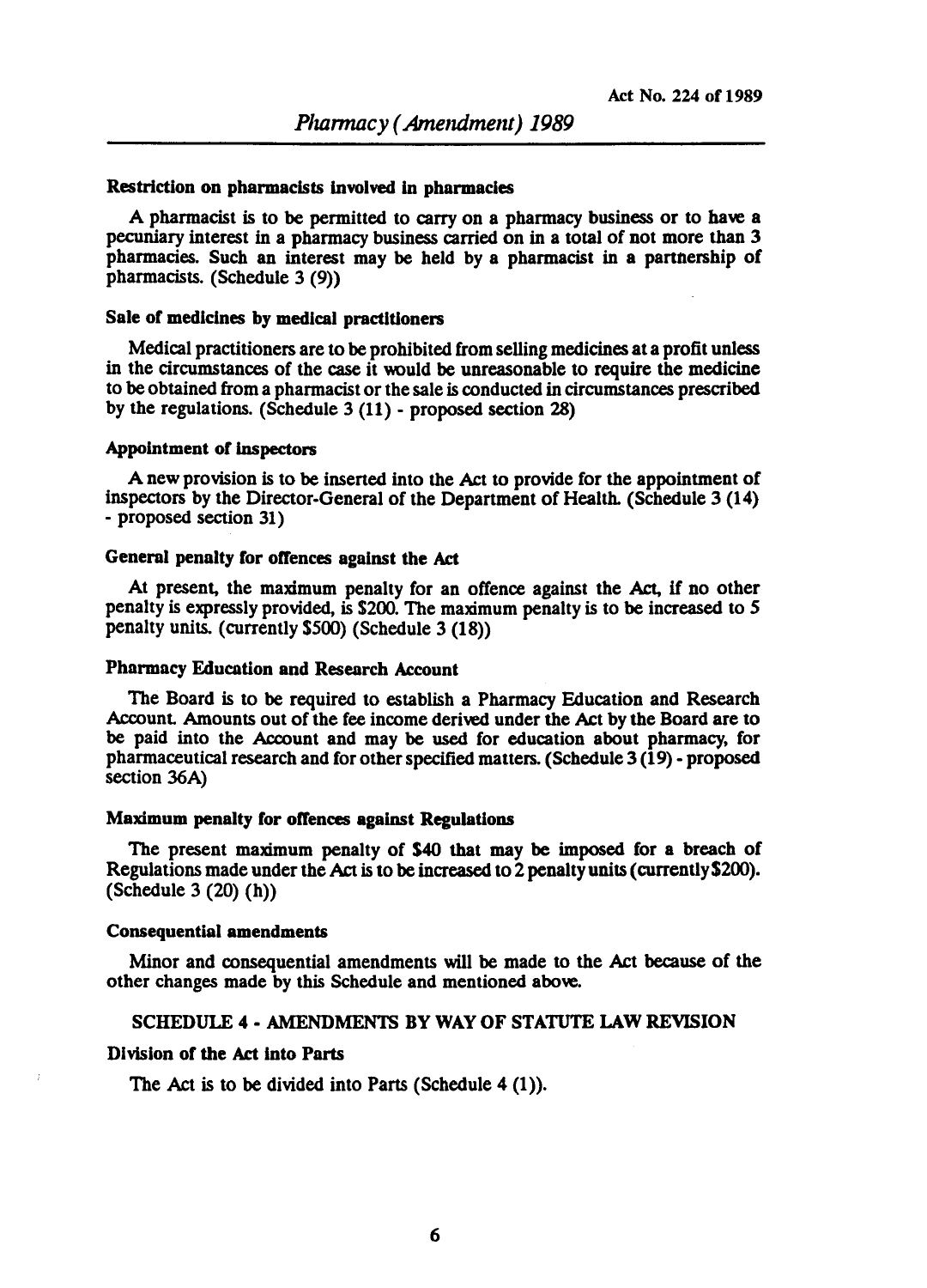#### Restriction on pharmacists involved in pharmacies

A pharmacist is to be permitted to carry on a pharmacy business or to have a pecuniary interest in a pharmacy business carried on in a total of not more than 3 pharmacies. Such an interest may be held by a pharmacist in a partnership of pharmacists. (Schedule 3 (9))

#### Sale of medicines by medical practitioners

Medical practitioners are to be prohibited from selling medicines at a profit unless in the circumstances of the case it would be unreasonable to require the medicine to be obtained from a pharmacist or the sale is conducted in circumstances prescribed by the regulations. (Schedule 3 (11) - proposed section 28)

#### Appointment of inspectors

A new provision is to be inserted into the Act to provide for the appointment of inspectors by the Director-General of the Department of Health. (Schedule 3 (14) - proposed section 31)

#### General penalty for offences against the Act

At present, the maximum penalty for an offence against the Act, if no other penalty is expressly provided, is $200. The maximum penalty is to be increased to 5 penalty units. (currently $500) (Schedule 3 (18))

#### Pharmacy Education and Research Account

The Board is to be required to establish a Pharmacy Education and Research Account. Amounts out of the fee income derived under the Act by the Board are to be paid into the Account and may be used for education about pharmacy, for pharmaceutical research and for other specified matters. (Schedule 3 (19) - proposed section 36A)

#### Maximum penalty for offences against Regulations

The present maximum penalty of $40 that may be imposed for a breach of Regulations made under the Act is to be increased to 2 penalty units (currently $200). (Schedule 3 (20) (h))

#### Consequential amendments

Minor and consequential amendments will be made to the Act because of the other changes made by this Schedule and mentioned above.

## SCHEDULE 4 - AMENDMENTS BY WAY OF STATUTE LAW REVISION

#### Division of the Act into Parts

The Act is to be divided into Parts (Schedule 4 (1)).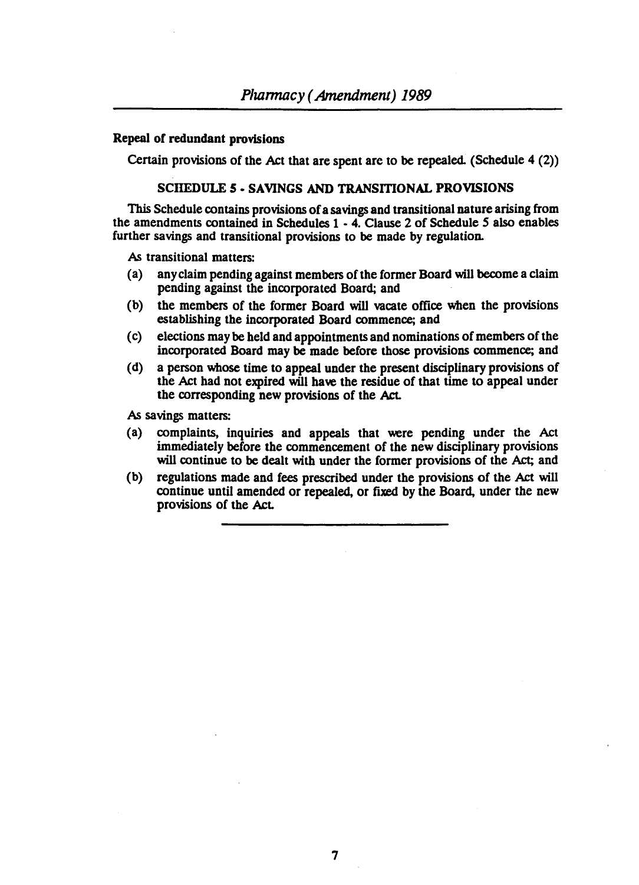**Repeal of redundant provisions**

Certain provisions of the Act that are spent are to be repealed. (Schedule 4 (2))

### SCHEDULE 5 - SAVINGS AND TRANSITIONAL PROVISIONS

This Schedule contains provisions of a savings and transitional nature arising from the amendments contained in Schedules 1 - 4. Clause 2 of Schedule 5 also enables further savings and transitional provisions to be made by regulation.

As transitional matters:

(a) any claim pending against members of the former Board will become a claim pending against the incorporated Board; and

(b) the members of the former Board will vacate office when the provisions establishing the incorporated Board commence; and

(c) elections may be held and appointments and nominations of members of the incorporated Board may be made before those provisions commence; and

(d) a person whose time to appeal under the present disciplinary provisions of the Act had not expired will have the residue of that time to appeal under the corresponding new provisions of the Act.

As savings matters:

(a) complaints, inquiries and appeals that were pending under the Act immediately before the commencement of the new disciplinary provisions will continue to be dealt with under the former provisions of the Act; and

(b) regulations made and fees prescribed under the provisions of the Act will continue until amended or repealed, or fixed by the Board, under the new provisions of the Act.